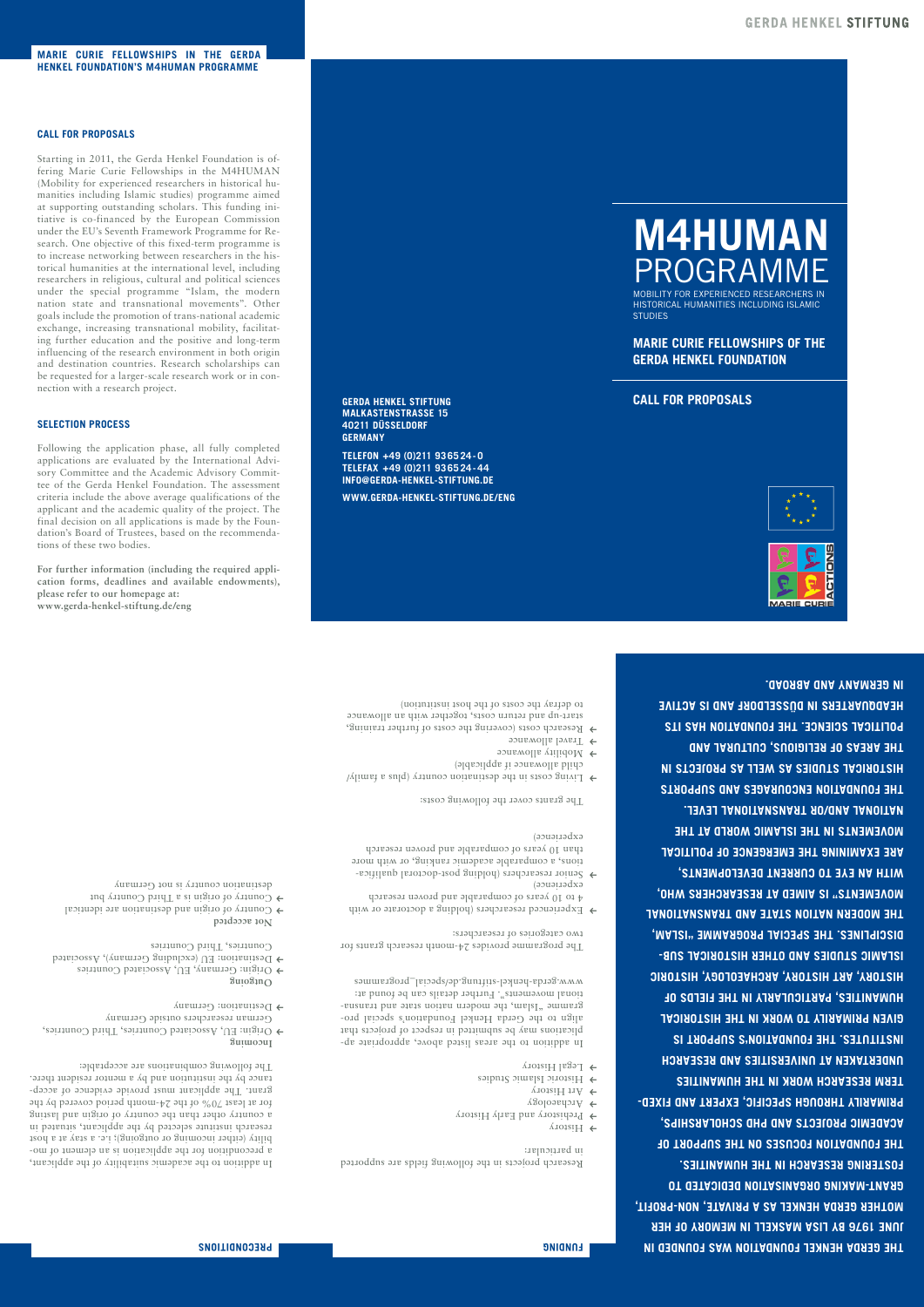## MARIE CURIE FELLOWSHIPS IN THE GERDA HENKEL FOUNDATION'S M4HUMAN PROGRAMME

### CALL FOR PROPOSALS

Starting in 2011, the Gerda Henkel Foundation is offering Marie Curie Fellowships in the M4HUMAN (Mobility for experienced researchers in historical humanities including Islamic studies) programme aimed at supporting outstanding scholars. This funding initiative is co-financed by the European Commission under the EU's Seventh Framework Programme for Research. One objective of this fixed-term programme is to increase networking between researchers in the historical humanities at the international level, including researchers in religious, cultural and political sciences under the special programme "Islam, the modern nation state and transnational movements". Other goals include the promotion of trans-national academic exchange, increasing transnational mobility, facilitating further education and the positive and long-term influencing of the research environment in both origin and destination countries. Research scholarships can be requested for a larger-scale research work or in connection with a research project.

### SELECTION PROCESS

Following the application phase, all fully completed applications are evaluated by the International Advisory Committee and the Academic Advisory Committee of the Gerda Henkel Foundation. The assessment criteria include the above average qualifications of the applicant and the academic quality of the project. The final decision on all applications is made by the Foundation's Board of Trustees, based on the recommendations of these two bodies.

**For further information (including the required application forms, deadlines and available endowments), please refer to our homepage at: www.gerda-henkel-stiftung.de/eng**

**GERDA HENKEL STIFTUNG**
**MALKASTENSTRASSE 15**
**40211 DÜSSELDORF**
**GERMANY**

**TELEFON +49 (0)211 936524-0**
**TELEFAX +49 (0)211 936524-44**
**INFO@GERDA-HENKEL-STIFTUNG.DE**

**WWW.GERDA-HENKEL-STIFTUNG.DE/ENG**

# M4HUMAN PROGRAMME

MOBILITY FOR EXPERIENCED RESEARCHERS IN HISTORICAL HUMANITIES INCLUDING ISLAMIC STUDIES

**MARIE CURIE FELLOWSHIPS OF THE GERDA HENKEL FOUNDATION**

**CALL FOR PROPOSALS**

### PRECONDITIONS

In addition to the academic suitability of the applicant, a precondition for the application is an element of mobility (either incoming or outgoing); i.e. a stay at a host research institute selected by the applicant, situated in a country other than the country of origin and lasting for at least 70% of the 24-month period covered by the grant. The applicant must provide evidence of acceptance by the institution and by a mentor resident there.

The following combinations are acceptable:

**Incoming**

- Origin: EU, Associated Countries, Third Countries, German researchers outside Germany
- Destination: Germany

**Outgoing**

- Origin: Germany, EU, Associated Countries
- Destination: EU (excluding Germany), Associated Countries, Third Countries

**Not accepted**

- Country of origin and destination are identical
- Country of origin is a Third Country but destination country is not Germany

### FUNDING

Research projects in the following fields are supported in particular:

- History
- Prehistory and Early History
- Archaeology
- Art History
- Historic Islamic Studies
- Legal History

In addition to the areas listed above, appropriate applications may be submitted in respect of projects that align to the Gerda Henkel Foundation's special programme "Islam, the modern nation state and transnational movements". Further details can be found at: www.gerda-henkel-stiftung.de/special_programmes

The programme provides 24-month research grants for two categories of researchers:

- Experienced researchers (holding a doctorate or with 4 to 10 years of comparable and proven research experience)
- Senior researchers (holding post-doctoral qualifications, a comparable academic ranking, or with more than 10 years of comparable and proven research experience)

The grants cover the following costs:

- Living costs in the destination country (plus a family/child allowance if applicable)
- Mobility allowance
- Travel allowance
- Research costs (covering the costs of further training, start-up and return costs, together with an allowance to defray the costs of the host institution)

**THE GERDA HENKEL FOUNDATION WAS FOUNDED IN JUNE 1976 BY LISA MASKELL IN MEMORY OF HER MOTHER GERDA HENKEL AS A PRIVATE, NON-PROFIT, GRANT-MAKING ORGANISATION DEDICATED TO FOSTERING RESEARCH IN THE HUMANITIES. THE FOUNDATION FOCUSES ON THE SUPPORT OF ACADEMIC PROJECTS AND PHD SCHOLARSHIPS, PRIMARILY THROUGH SPECIFIC, EXPERT AND FIXED-TERM RESEARCH WORK IN THE HUMANITIES UNDERTAKEN AT UNIVERSITIES AND RESEARCH INSTITUTES. THE FOUNDATION'S SUPPORT IS GIVEN PRIMARILY TO WORK IN THE HISTORICAL HUMANITIES, PARTICULARLY IN THE FIELDS OF HISTORY, ART HISTORY, ARCHAEOLOGY, HISTORIC ISLAMIC STUDIES AND OTHER HISTORICAL SUB-DISCIPLINES. THE SPECIAL PROGRAMME "ISLAM, THE MODERN NATION STATE AND TRANSNATIONAL MOVEMENTS" IS AIMED AT RESEARCHERS WHO, WITH AN EYE TO CURRENT DEVELOPMENTS, ARE EXAMINING THE EMERGENCE OF POLITICAL MOVEMENTS IN THE ISLAMIC WORLD AT THE NATIONAL AND/OR TRANSNATIONAL LEVEL. THE FOUNDATION ENCOURAGES AND SUPPORTS HISTORICAL STUDIES AS WELL AS PROJECTS IN THE AREAS OF RELIGIOUS, CULTURAL AND POLITICAL SCIENCE. THE FOUNDATION HAS ITS HEADQUARTERS IN DÜSSELDORF AND IS ACTIVE IN GERMANY AND ABROAD.**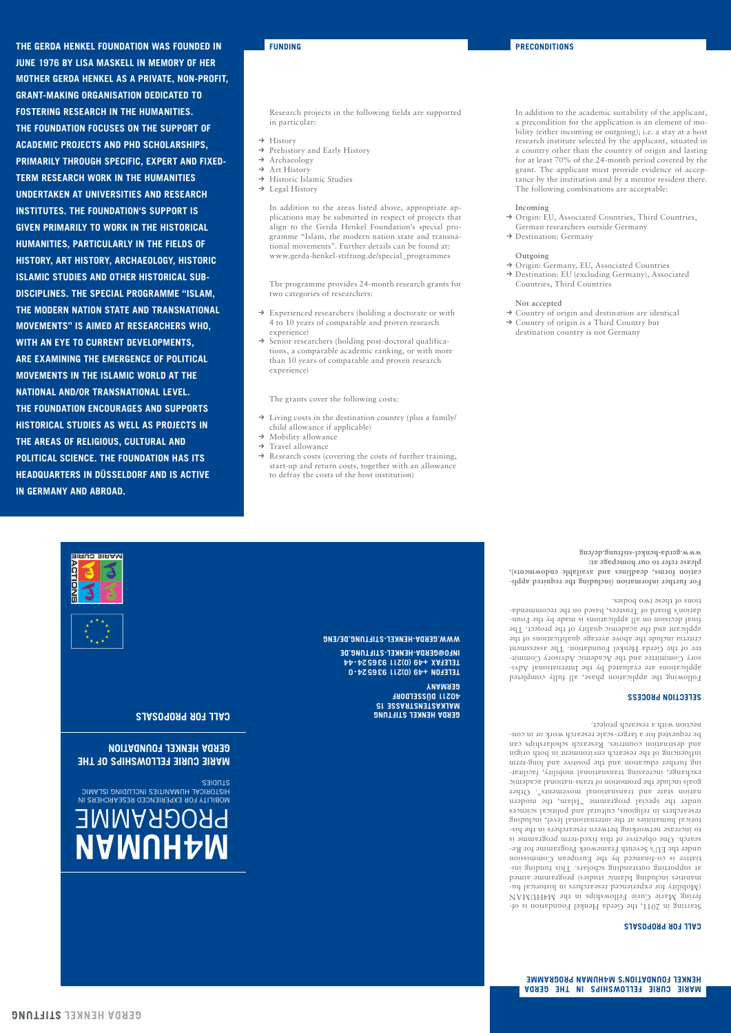THE GERDA HENKEL FOUNDATION WAS FOUNDED IN JUNE 1976 BY LISA MASKELL IN MEMORY OF HER MOTHER GERDA HENKEL AS A PRIVATE, NON-PROFIT, GRANT-MAKING ORGANISATION DEDICATED TO FOSTERING RESEARCH IN THE HUMANITIES. THE FOUNDATION FOCUSES ON THE SUPPORT OF ACADEMIC PROJECTS AND PHD SCHOLARSHIPS, PRIMARILY THROUGH SPECIFIC, EXPERT AND FIXED-TERM RESEARCH WORK IN THE HUMANITIES UNDERTAKEN AT UNIVERSITIES AND RESEARCH INSTITUTES. THE FOUNDATION'S SUPPORT IS GIVEN PRIMARILY TO WORK IN THE HISTORICAL HUMANITIES, PARTICULARLY IN THE FIELDS OF HISTORY, ART HISTORY, ARCHAEOLOGY, HISTORIC ISLAMIC STUDIES AND OTHER HISTORICAL SUB-DISCIPLINES. THE SPECIAL PROGRAMME "ISLAM, THE MODERN NATION STATE AND TRANSNATIONAL MOVEMENTS" IS AIMED AT RESEARCHERS WHO, WITH AN EYE TO CURRENT DEVELOPMENTS, ARE EXAMINING THE EMERGENCE OF POLITICAL MOVEMENTS IN THE ISLAMIC WORLD AT THE NATIONAL AND/OR TRANSNATIONAL LEVEL. THE FOUNDATION ENCOURAGES AND SUPPORTS HISTORICAL STUDIES AS WELL AS PROJECTS IN THE AREAS OF RELIGIOUS, CULTURAL AND POLITICAL SCIENCE. THE FOUNDATION HAS ITS HEADQUARTERS IN DÜSSELDORF AND IS ACTIVE IN GERMANY AND ABROAD.

## FUNDING

Research projects in the following fields are supported in particular:

- → History
- → Prehistory and Early History
- → Archaeology
- → Art History
- → Historic Islamic Studies
- → Legal History

In addition to the areas listed above, appropriate applications may be submitted in respect of projects that align to the Gerda Henkel Foundation's special programme "Islam, the modern nation state and transnational movements". Further details can be found at: www.gerda-henkel-stiftung.de/special_programmes

The programme provides 24-month research grants for two categories of researchers:

- → Experienced researchers (holding a doctorate or with 4 to 10 years of comparable and proven research experience)
- → Senior researchers (holding post-doctoral qualifications, a comparable academic ranking, or with more than 10 years of comparable and proven research experience)

The grants cover the following costs:

- → Living costs in the destination country (plus a family/child allowance if applicable)
- → Mobility allowance
- → Travel allowance
- → Research costs (covering the costs of further training, start-up and return costs, together with an allowance to defray the costs of the host institution)

## PRECONDITIONS

In addition to the academic suitability of the applicant, a precondition for the application is an element of mobility (either incoming or outgoing); i.e. a stay at a host research institute selected by the applicant, situated in a country other than the country of origin and lasting for at least 70% of the 24-month period covered by the grant. The applicant must provide evidence of acceptance by the institution and by a mentor resident there. The following combinations are acceptable:

**Incoming**

- → Origin: EU, Associated Countries, Third Countries, German researchers outside Germany
- → Destination: Germany

**Outgoing**

- → Origin: Germany, EU, Associated Countries
- → Destination: EU (excluding Germany), Associated Countries, Third Countries

**Not accepted**

- → Country of origin and destination are identical
- → Country of origin is a Third Country but destination country is not Germany

# M4HUMAN PROGRAMME

MOBILITY FOR EXPERIENCED RESEARCHERS IN HISTORICAL HUMANITIES INCLUDING ISLAMIC STUDIES

## MARIE CURIE FELLOWSHIPS OF THE GERDA HENKEL FOUNDATION

## CALL FOR PROPOSALS

GERDA HENKEL STIFTUNG
MALKASTENSTRASSE 15
40211 DÜSSELDORF
GERMANY
TELEFON +49 (0)211 936524-0
TELEFAX +49 (0)211 936524-44
INFO@GERDA-HENKEL-STIFTUNG.DE
WWW.GERDA-HENKEL-STIFTUNG.DE/ENG

GERDA HENKEL STIFTUNG

## MARIE CURIE FELLOWSHIPS IN THE GERDA HENKEL FOUNDATION'S M4HUMAN PROGRAMME

## CALL FOR PROPOSALS

Starting in 2011, the Gerda Henkel Foundation is offering Marie Curie Fellowships in the M4HUMAN (Mobility for experienced researchers in historical humanities including Islamic studies) programme aimed at supporting outstanding scholars. This funding initiative is co-financed by the European Commission under the EU's Seventh Framework Programme for Research. One objective of this fixed-term programme is to increase networking between researchers in the historical humanities at the international level, including researchers in religious, cultural and political sciences under the special programme "Islam, the modern nation state and transnational movements". Other goals include the promotion of trans-national academic exchange, increasing transnational mobility, facilitating further education and the positive and long-term influencing of the research environment in both origin and destination countries. Research scholarships can be requested for a larger-scale research work or in connection with a research project.

## SELECTION PROCESS

Following the application phase, all fully completed applications are evaluated by the International Advisory Committee and the Academic Advisory Committee of the Gerda Henkel Foundation. The assessment criteria include the above average qualifications of the applicant and the academic quality of the project. The final decision on all applications is made by the Foundation's Board of Trustees, based on the recommendations of these two bodies.

**For further information (including the required application forms, deadlines and available endowments), please refer to our homepage at: www.gerda-henkel-stiftung.de/eng**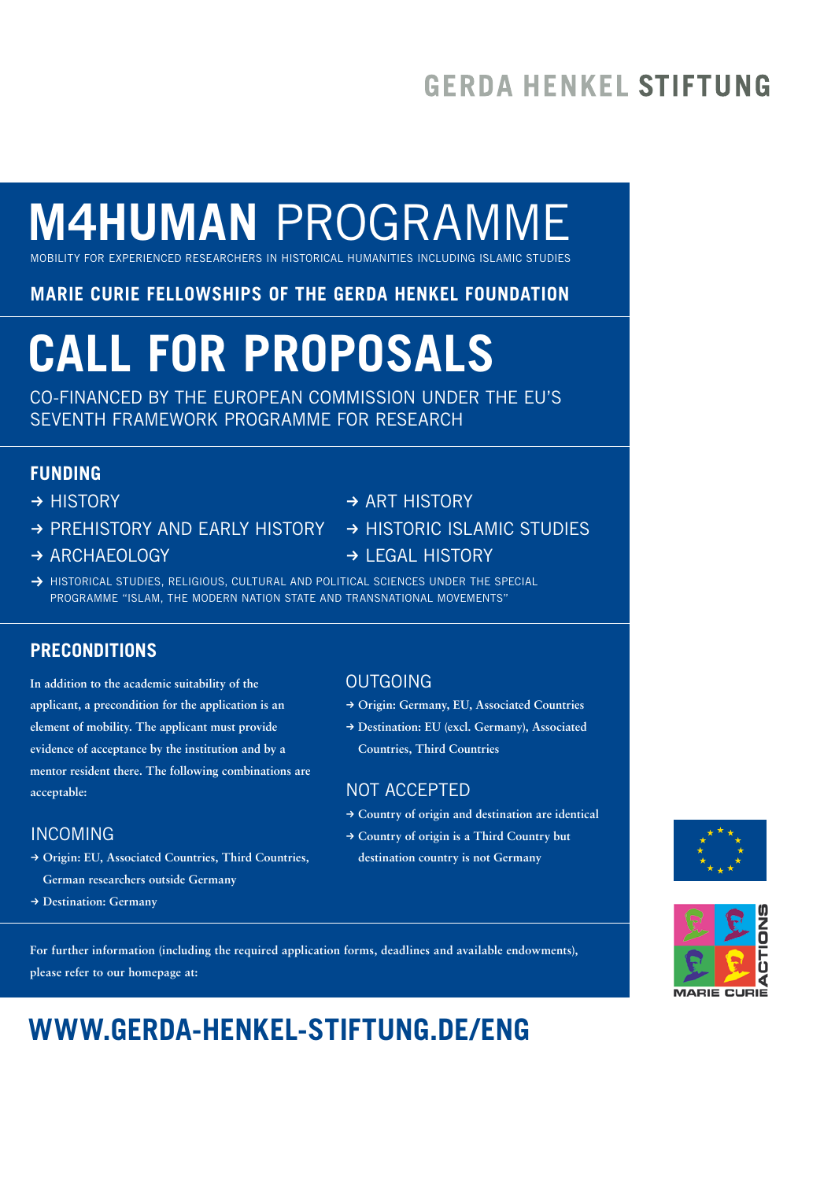GERDA HENKEL **STIFTUNG**

# **M4HUMAN** PROGRAMME

MOBILITY FOR EXPERIENCED RESEARCHERS IN HISTORICAL HUMANITIES INCLUDING ISLAMIC STUDIES

**MARIE CURIE FELLOWSHIPS OF THE GERDA HENKEL FOUNDATION**

# CALL FOR PROPOSALS

CO-FINANCED BY THE EUROPEAN COMMISSION UNDER THE EU'S SEVENTH FRAMEWORK PROGRAMME FOR RESEARCH

## FUNDING

- → HISTORY
- → PREHISTORY AND EARLY HISTORY
- → ARCHAEOLOGY
- → ART HISTORY
- → HISTORIC ISLAMIC STUDIES
- → LEGAL HISTORY
- → HISTORICAL STUDIES, RELIGIOUS, CULTURAL AND POLITICAL SCIENCES UNDER THE SPECIAL PROGRAMME "ISLAM, THE MODERN NATION STATE AND TRANSNATIONAL MOVEMENTS"

## PRECONDITIONS

In addition to the academic suitability of the applicant, a precondition for the application is an element of mobility. The applicant must provide evidence of acceptance by the institution and by a mentor resident there. The following combinations are acceptable:

### INCOMING

- → Origin: EU, Associated Countries, Third Countries, German researchers outside Germany
- → Destination: Germany

### OUTGOING

- → Origin: Germany, EU, Associated Countries
- → Destination: EU (excl. Germany), Associated Countries, Third Countries

### NOT ACCEPTED

- → Country of origin and destination are identical
- → Country of origin is a Third Country but destination country is not Germany

For further information (including the required application forms, deadlines and available endowments), please refer to our homepage at:

MARIE CURIE ACTIONS

## WWW.GERDA-HENKEL-STIFTUNG.DE/ENG